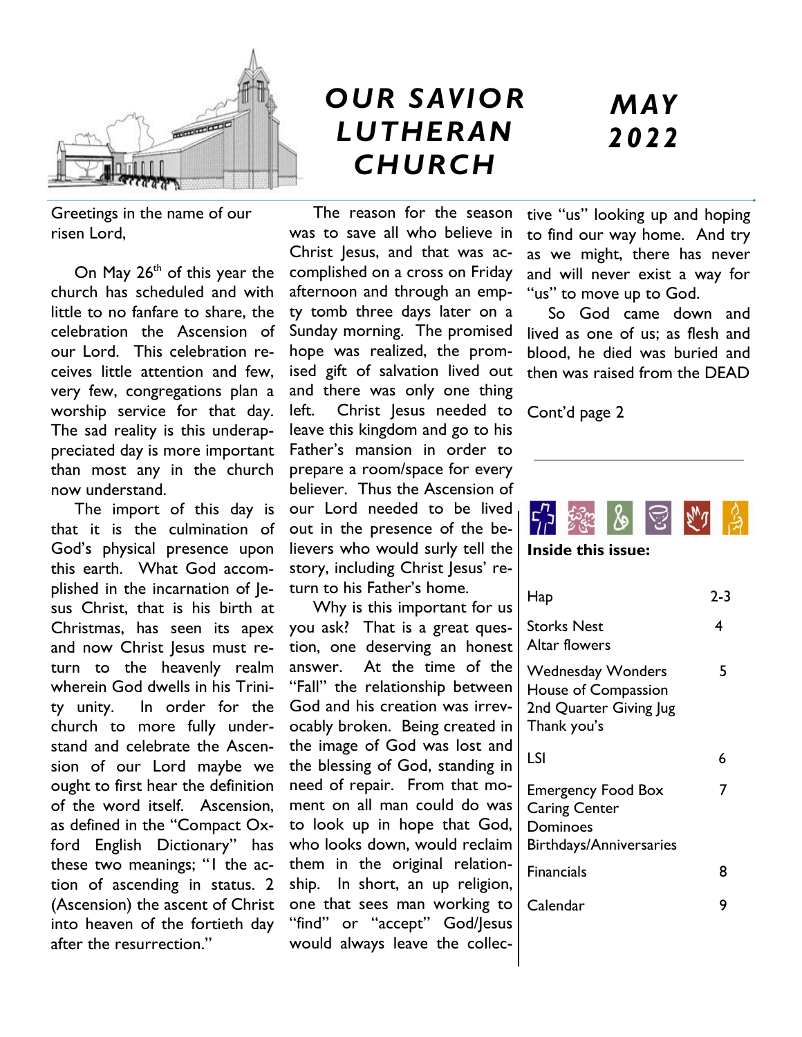# OUR SAVIOR LUTHERAN CHURCH

# MAY 2022

Greetings in the name of our risen Lord,

On May 26th of this year the church has scheduled and with little to no fanfare to share, the celebration the Ascension of our Lord. This celebration receives little attention and few, very few, congregations plan a worship service for that day. The sad reality is this underappreciated day is more important than most any in the church now understand.

The import of this day is that it is the culmination of God's physical presence upon this earth. What God accomplished in the incarnation of Jesus Christ, that is his birth at Christmas, has seen its apex and now Christ Jesus must return to the heavenly realm wherein God dwells in his Trinity unity. In order for the church to more fully understand and celebrate the Ascension of our Lord maybe we ought to first hear the definition of the word itself. Ascension, as defined in the "Compact Oxford English Dictionary" has these two meanings; "1 the action of ascending in status. 2 (Ascension) the ascent of Christ into heaven of the fortieth day after the resurrection."

The reason for the season was to save all who believe in Christ Jesus, and that was accomplished on a cross on Friday afternoon and through an empty tomb three days later on a Sunday morning. The promised hope was realized, the promised gift of salvation lived out and there was only one thing left. Christ Jesus needed to leave this kingdom and go to his Father's mansion in order to prepare a room/space for every believer. Thus the Ascension of our Lord needed to be lived out in the presence of the believers who would surly tell the story, including Christ Jesus' return to his Father's home.

Why is this important for us you ask? That is a great question, one deserving an honest answer. At the time of the "Fall" the relationship between God and his creation was irrevocably broken. Being created in the image of God was lost and the blessing of God, standing in need of repair. From that moment on all man could do was to look up in hope that God, who looks down, would reclaim them in the original relationship. In short, an up religion, one that sees man working to "find" or "accept" God/Jesus would always leave the collective "us" looking up and hoping to find our way home. And try as we might, there has never and will never exist a way for "us" to move up to God.

So God came down and lived as one of us; as flesh and blood, he died was buried and then was raised from the DEAD

Cont'd page 2

---

**Inside this issue:**

| | |
|---|---|
| Hap | 2-3 |
| Storks Nest<br>Altar flowers | 4 |
| Wednesday Wonders<br>House of Compassion<br>2nd Quarter Giving Jug<br>Thank you's | 5 |
| LSI | 6 |
| Emergency Food Box<br>Caring Center<br>Dominoes<br>Birthdays/Anniversaries | 7 |
| Financials | 8 |
| Calendar | 9 |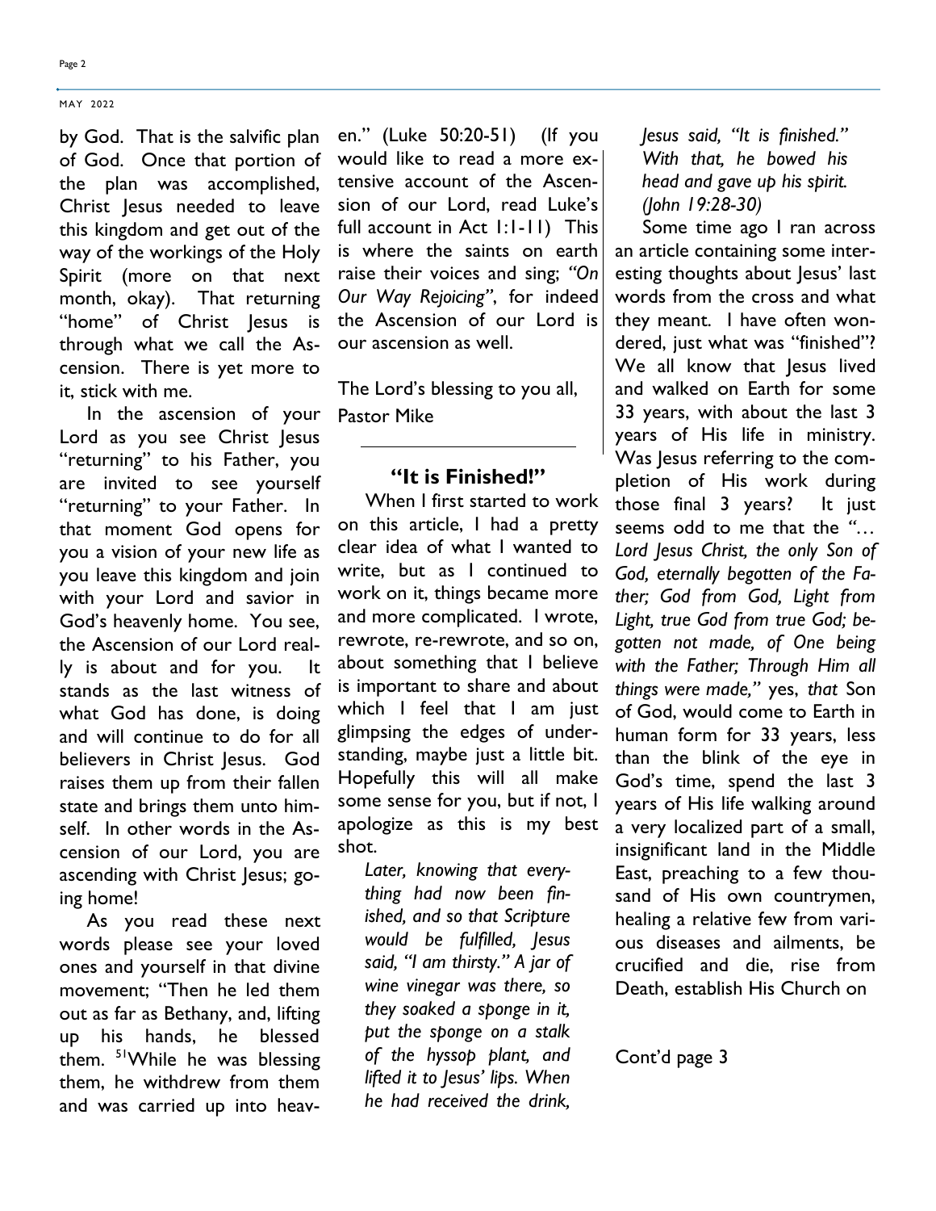by God. That is the salvific plan of God. Once that portion of the plan was accomplished, Christ Jesus needed to leave this kingdom and get out of the way of the workings of the Holy Spirit (more on that next month, okay). That returning "home" of Christ Jesus is through what we call the Ascension. There is yet more to it, stick with me.

In the ascension of your Lord as you see Christ Jesus "returning" to his Father, you are invited to see yourself "returning" to your Father. In that moment God opens for you a vision of your new life as you leave this kingdom and join with your Lord and savior in God's heavenly home. You see, the Ascension of our Lord really is about and for you. It stands as the last witness of what God has done, is doing and will continue to do for all believers in Christ Jesus. God raises them up from their fallen state and brings them unto himself. In other words in the Ascension of our Lord, you are ascending with Christ Jesus; going home!

As you read these next words please see your loved ones and yourself in that divine movement; "Then he led them out as far as Bethany, and, lifting up his hands, he blessed them. [51]While he was blessing them, he withdrew from them and was carried up into heaven." (Luke 50:20-51) (If you would like to read a more extensive account of the Ascension of our Lord, read Luke's full account in Act 1:1-11) This is where the saints on earth raise their voices and sing; *"On Our Way Rejoicing"*, for indeed the Ascension of our Lord is our ascension as well.

The Lord's blessing to you all,
Pastor Mike

---

## "It is Finished!"

When I first started to work on this article, I had a pretty clear idea of what I wanted to write, but as I continued to work on it, things became more and more complicated. I wrote, rewrote, re-rewrote, and so on, about something that I believe is important to share and about which I feel that I am just glimpsing the edges of understanding, maybe just a little bit. Hopefully this will all make some sense for you, but if not, I apologize as this is my best shot.

> *Later, knowing that everything had now been finished, and so that Scripture would be fulfilled, Jesus said, "I am thirsty." A jar of wine vinegar was there, so they soaked a sponge in it, put the sponge on a stalk of the hyssop plant, and lifted it to Jesus' lips. When he had received the drink, Jesus said, "It is finished." With that, he bowed his head and gave up his spirit. (John 19:28-30)*

Some time ago I ran across an article containing some interesting thoughts about Jesus' last words from the cross and what they meant. I have often wondered, just what was "finished"? We all know that Jesus lived and walked on Earth for some 33 years, with about the last 3 years of His life in ministry. Was Jesus referring to the completion of His work during those final 3 years? It just seems odd to me that the *"… Lord Jesus Christ, the only Son of God, eternally begotten of the Father; God from God, Light from Light, true God from true God; begotten not made, of One being with the Father; Through Him all things were made,"* yes, *that* Son of God, would come to Earth in human form for 33 years, less than the blink of the eye in God's time, spend the last 3 years of His life walking around a very localized part of a small, insignificant land in the Middle East, preaching to a few thousand of His own countrymen, healing a relative few from various diseases and ailments, be crucified and die, rise from Death, establish His Church on

Cont'd page 3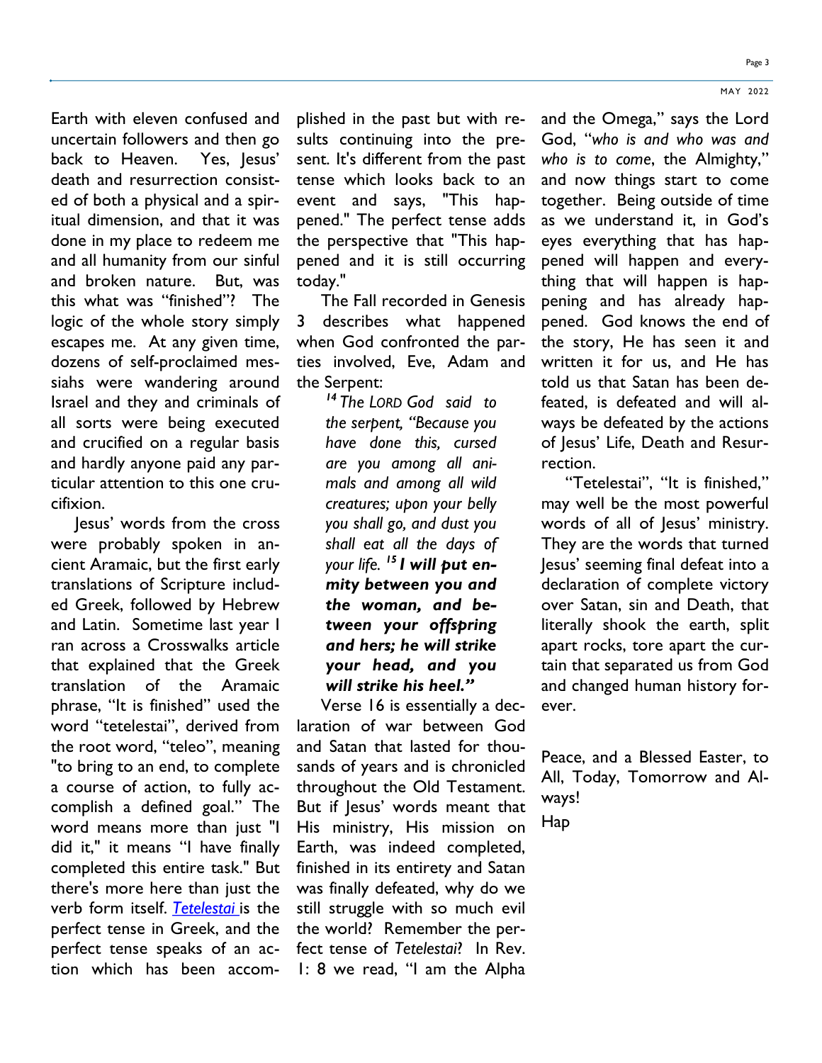Earth with eleven confused and uncertain followers and then go back to Heaven. Yes, Jesus' death and resurrection consisted of both a physical and a spiritual dimension, and that it was done in my place to redeem me and all humanity from our sinful and broken nature. But, was this what was "finished"? The logic of the whole story simply escapes me. At any given time, dozens of self-proclaimed messiahs were wandering around Israel and they and criminals of all sorts were being executed and crucified on a regular basis and hardly anyone paid any particular attention to this one crucifixion.

Jesus' words from the cross were probably spoken in ancient Aramaic, but the first early translations of Scripture included Greek, followed by Hebrew and Latin. Sometime last year I ran across a Crosswalks article that explained that the Greek translation of the Aramaic phrase, "It is finished" used the word "tetelestai", derived from the root word, "teleo", meaning "to bring to an end, to complete a course of action, to fully accomplish a defined goal." The word means more than just "I did it," it means "I have finally completed this entire task." But there's more here than just the verb form itself. *Tetelestai* is the perfect tense in Greek, and the perfect tense speaks of an action which has been accomplished in the past but with results continuing into the present. It's different from the past tense which looks back to an event and says, "This happened." The perfect tense adds the perspective that "This happened and it is still occurring today."

The Fall recorded in Genesis 3 describes what happened when God confronted the parties involved, Eve, Adam and the Serpent:

> *[14] The LORD God said to the serpent, "Because you have done this, cursed are you among all animals and among all wild creatures; upon your belly you shall go, and dust you shall eat all the days of your life. [15]* ***I will put enmity between you and the woman, and between your offspring and hers; he will strike your head, and you will strike his heel."***

Verse 16 is essentially a declaration of war between God and Satan that lasted for thousands of years and is chronicled throughout the Old Testament. But if Jesus' words meant that His ministry, His mission on Earth, was indeed completed, finished in its entirety and Satan was finally defeated, why do we still struggle with so much evil the world? Remember the perfect tense of *Tetelestai*? In Rev. 1: 8 we read, "I am the Alpha and the Omega," says the Lord God, "*who is and who was and who is to come*, the Almighty," and now things start to come together. Being outside of time as we understand it, in God's eyes everything that has happened will happen and everything that will happen is happening and has already happened. God knows the end of the story, He has seen it and written it for us, and He has told us that Satan has been defeated, is defeated and will always be defeated by the actions of Jesus' Life, Death and Resurrection.

"Tetelestai", "It is finished," may well be the most powerful words of all of Jesus' ministry. They are the words that turned Jesus' seeming final defeat into a declaration of complete victory over Satan, sin and Death, that literally shook the earth, split apart rocks, tore apart the curtain that separated us from God and changed human history forever.

Peace, and a Blessed Easter, to All, Today, Tomorrow and Always!

Hap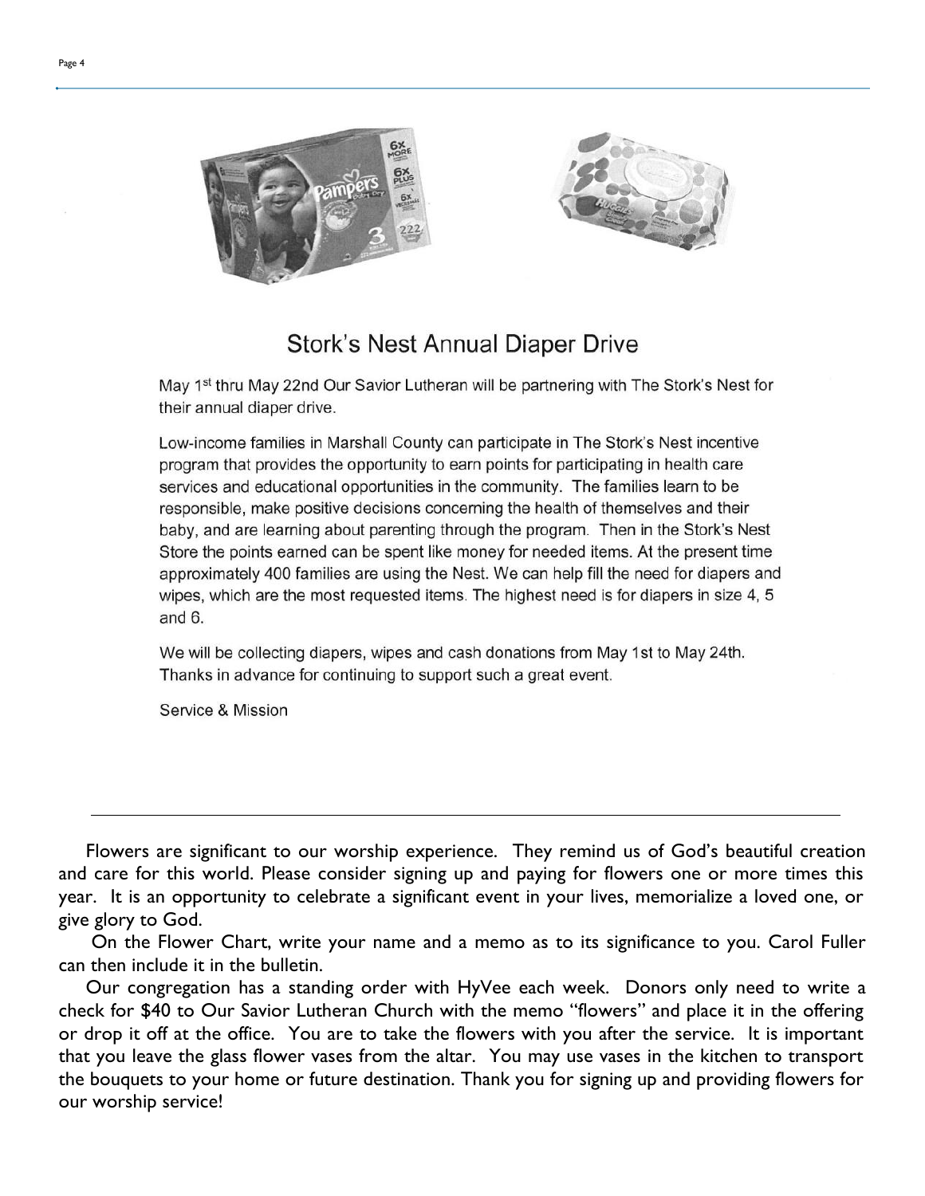## Stork's Nest Annual Diaper Drive

May 1st thru May 22nd Our Savior Lutheran will be partnering with The Stork's Nest for their annual diaper drive.

Low-income families in Marshall County can participate in The Stork's Nest incentive program that provides the opportunity to earn points for participating in health care services and educational opportunities in the community. The families learn to be responsible, make positive decisions concerning the health of themselves and their baby, and are learning about parenting through the program. Then in the Stork's Nest Store the points earned can be spent like money for needed items. At the present time approximately 400 families are using the Nest. We can help fill the need for diapers and wipes, which are the most requested items. The highest need is for diapers in size 4, 5 and 6.

We will be collecting diapers, wipes and cash donations from May 1st to May 24th. Thanks in advance for continuing to support such a great event.

Service & Mission

---

Flowers are significant to our worship experience. They remind us of God's beautiful creation and care for this world. Please consider signing up and paying for flowers one or more times this year. It is an opportunity to celebrate a significant event in your lives, memorialize a loved one, or give glory to God.

On the Flower Chart, write your name and a memo as to its significance to you. Carol Fuller can then include it in the bulletin.

Our congregation has a standing order with HyVee each week. Donors only need to write a check for $40 to Our Savior Lutheran Church with the memo "flowers" and place it in the offering or drop it off at the office. You are to take the flowers with you after the service. It is important that you leave the glass flower vases from the altar. You may use vases in the kitchen to transport the bouquets to your home or future destination. Thank you for signing up and providing flowers for our worship service!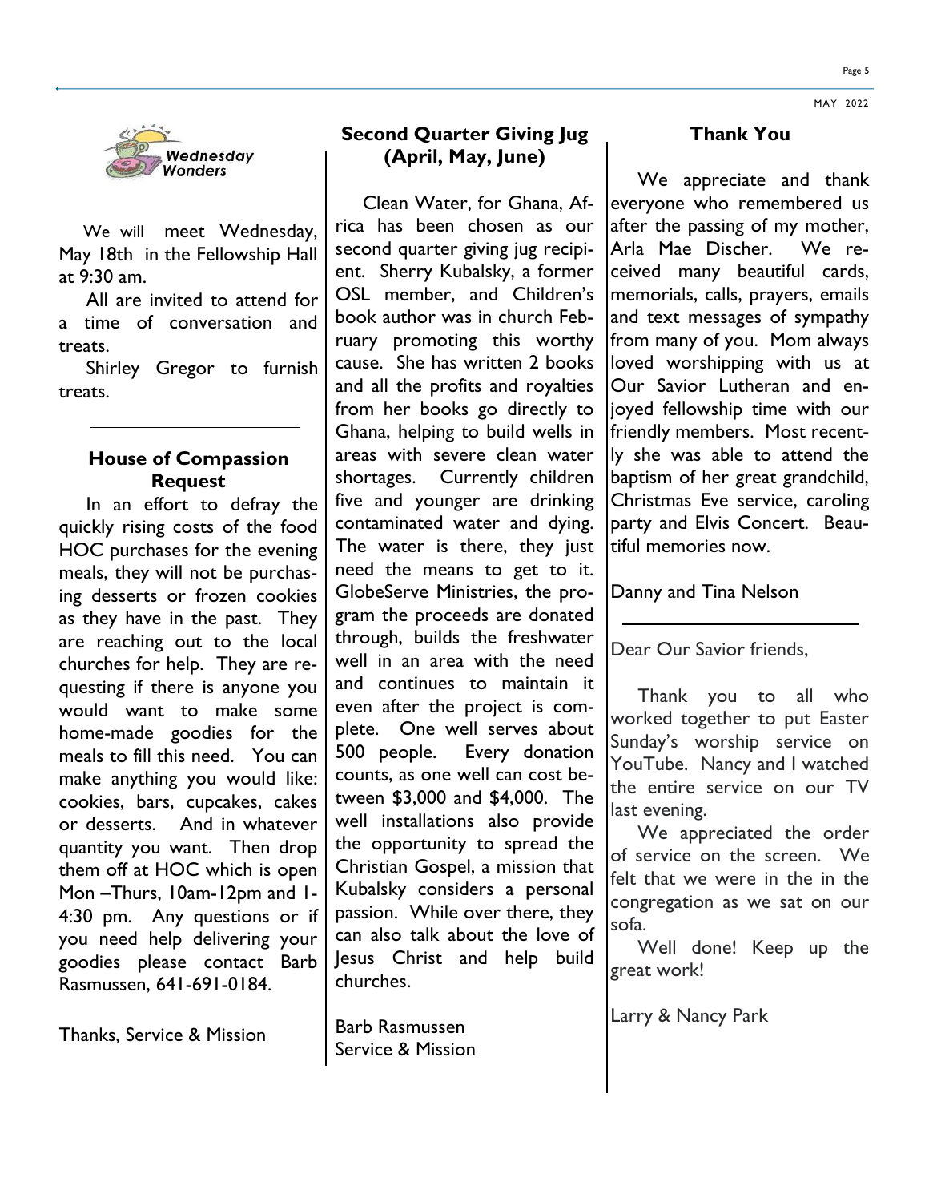## Wednesday Wonders

We will meet Wednesday, May 18th in the Fellowship Hall at 9:30 am.

All are invited to attend for a time of conversation and treats.

Shirley Gregor to furnish treats.

---

## House of Compassion Request

In an effort to defray the quickly rising costs of the food HOC purchases for the evening meals, they will not be purchasing desserts or frozen cookies as they have in the past. They are reaching out to the local churches for help. They are requesting if there is anyone you would want to make some home-made goodies for the meals to fill this need. You can make anything you would like: cookies, bars, cupcakes, cakes or desserts. And in whatever quantity you want. Then drop them off at HOC which is open Mon –Thurs, 10am-12pm and 1-4:30 pm. Any questions or if you need help delivering your goodies please contact Barb Rasmussen, 641-691-0184.

Thanks, Service & Mission

## Second Quarter Giving Jug (April, May, June)

Clean Water, for Ghana, Africa has been chosen as our second quarter giving jug recipient. Sherry Kubalsky, a former OSL member, and Children's book author was in church February promoting this worthy cause. She has written 2 books and all the profits and royalties from her books go directly to Ghana, helping to build wells in areas with severe clean water shortages. Currently children five and younger are drinking contaminated water and dying. The water is there, they just need the means to get to it. GlobeServe Ministries, the program the proceeds are donated through, builds the freshwater well in an area with the need and continues to maintain it even after the project is complete. One well serves about 500 people. Every donation counts, as one well can cost between $3,000 and $4,000. The well installations also provide the opportunity to spread the Christian Gospel, a mission that Kubalsky considers a personal passion. While over there, they can also talk about the love of Jesus Christ and help build churches.

Barb Rasmussen
Service & Mission

## Thank You

We appreciate and thank everyone who remembered us after the passing of my mother, Arla Mae Discher. We received many beautiful cards, memorials, calls, prayers, emails and text messages of sympathy from many of you. Mom always loved worshipping with us at Our Savior Lutheran and enjoyed fellowship time with our friendly members. Most recently she was able to attend the baptism of her great grandchild, Christmas Eve service, caroling party and Elvis Concert. Beautiful memories now.

Danny and Tina Nelson

---

Dear Our Savior friends,

Thank you to all who worked together to put Easter Sunday's worship service on YouTube. Nancy and I watched the entire service on our TV last evening.

We appreciated the order of service on the screen. We felt that we were in the in the congregation as we sat on our sofa.

Well done! Keep up the great work!

Larry & Nancy Park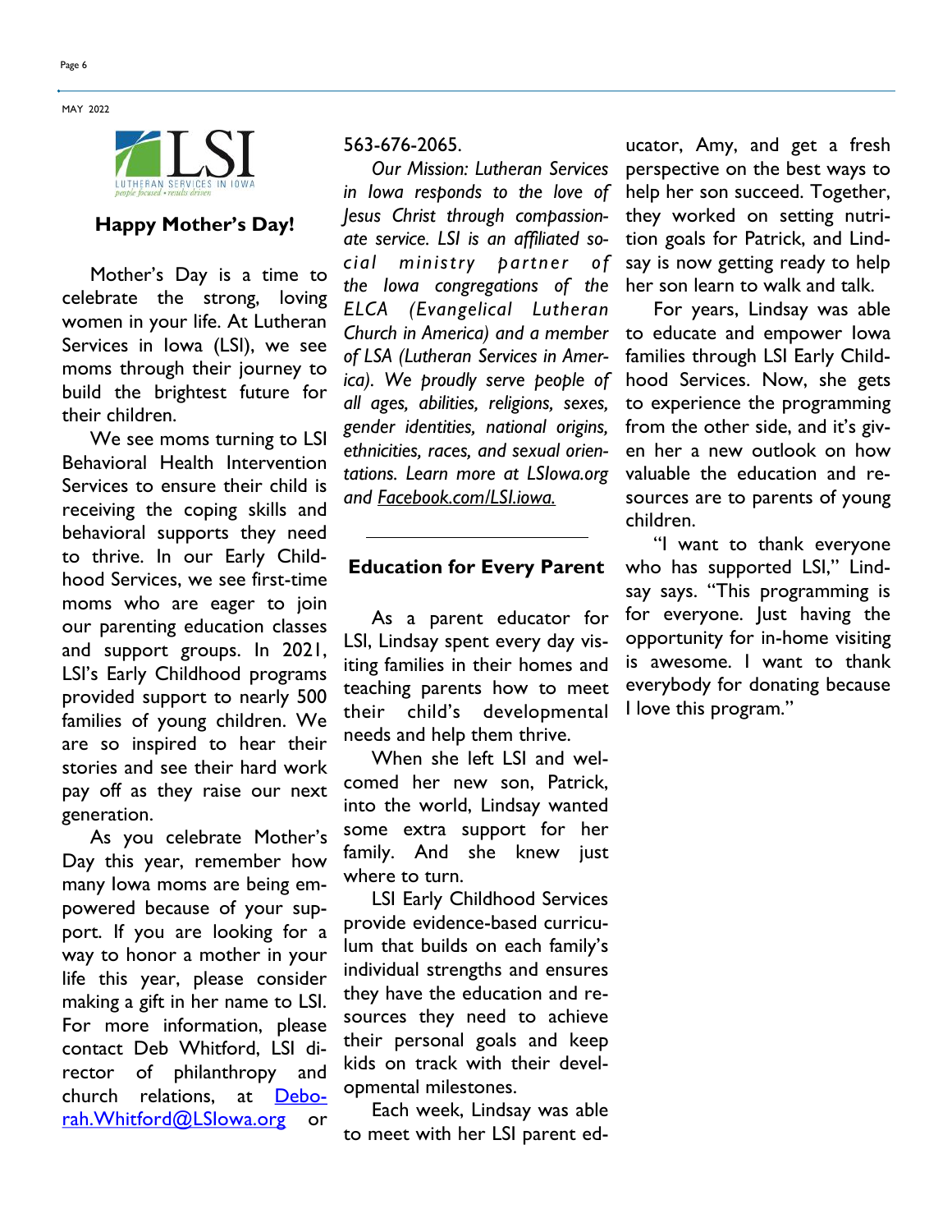## Happy Mother's Day!

Mother's Day is a time to celebrate the strong, loving women in your life. At Lutheran Services in Iowa (LSI), we see moms through their journey to build the brightest future for their children.

We see moms turning to LSI Behavioral Health Intervention Services to ensure their child is receiving the coping skills and behavioral supports they need to thrive. In our Early Childhood Services, we see first-time moms who are eager to join our parenting education classes and support groups. In 2021, LSI's Early Childhood programs provided support to nearly 500 families of young children. We are so inspired to hear their stories and see their hard work pay off as they raise our next generation.

As you celebrate Mother's Day this year, remember how many Iowa moms are being empowered because of your support. If you are looking for a way to honor a mother in your life this year, please consider making a gift in her name to LSI. For more information, please contact Deb Whitford, LSI director of philanthropy and church relations, at Deborah.Whitford@LSIowa.org or 563-676-2065.

*Our Mission: Lutheran Services in Iowa responds to the love of Jesus Christ through compassionate service. LSI is an affiliated social ministry partner of the Iowa congregations of the ELCA (Evangelical Lutheran Church in America) and a member of LSA (Lutheran Services in America). We proudly serve people of all ages, abilities, religions, sexes, gender identities, national origins, ethnicities, races, and sexual orientations. Learn more at LSIowa.org and Facebook.com/LSI.iowa.*

---

## Education for Every Parent

As a parent educator for LSI, Lindsay spent every day visiting families in their homes and teaching parents how to meet their child's developmental needs and help them thrive.

When she left LSI and welcomed her new son, Patrick, into the world, Lindsay wanted some extra support for her family. And she knew just where to turn.

LSI Early Childhood Services provide evidence-based curriculum that builds on each family's individual strengths and ensures they have the education and resources they need to achieve their personal goals and keep kids on track with their developmental milestones.

Each week, Lindsay was able to meet with her LSI parent educator, Amy, and get a fresh perspective on the best ways to help her son succeed. Together, they worked on setting nutrition goals for Patrick, and Lindsay is now getting ready to help her son learn to walk and talk.

For years, Lindsay was able to educate and empower Iowa families through LSI Early Childhood Services. Now, she gets to experience the programming from the other side, and it's given her a new outlook on how valuable the education and resources are to parents of young children.

"I want to thank everyone who has supported LSI," Lindsay says. "This programming is for everyone. Just having the opportunity for in-home visiting is awesome. I want to thank everybody for donating because I love this program."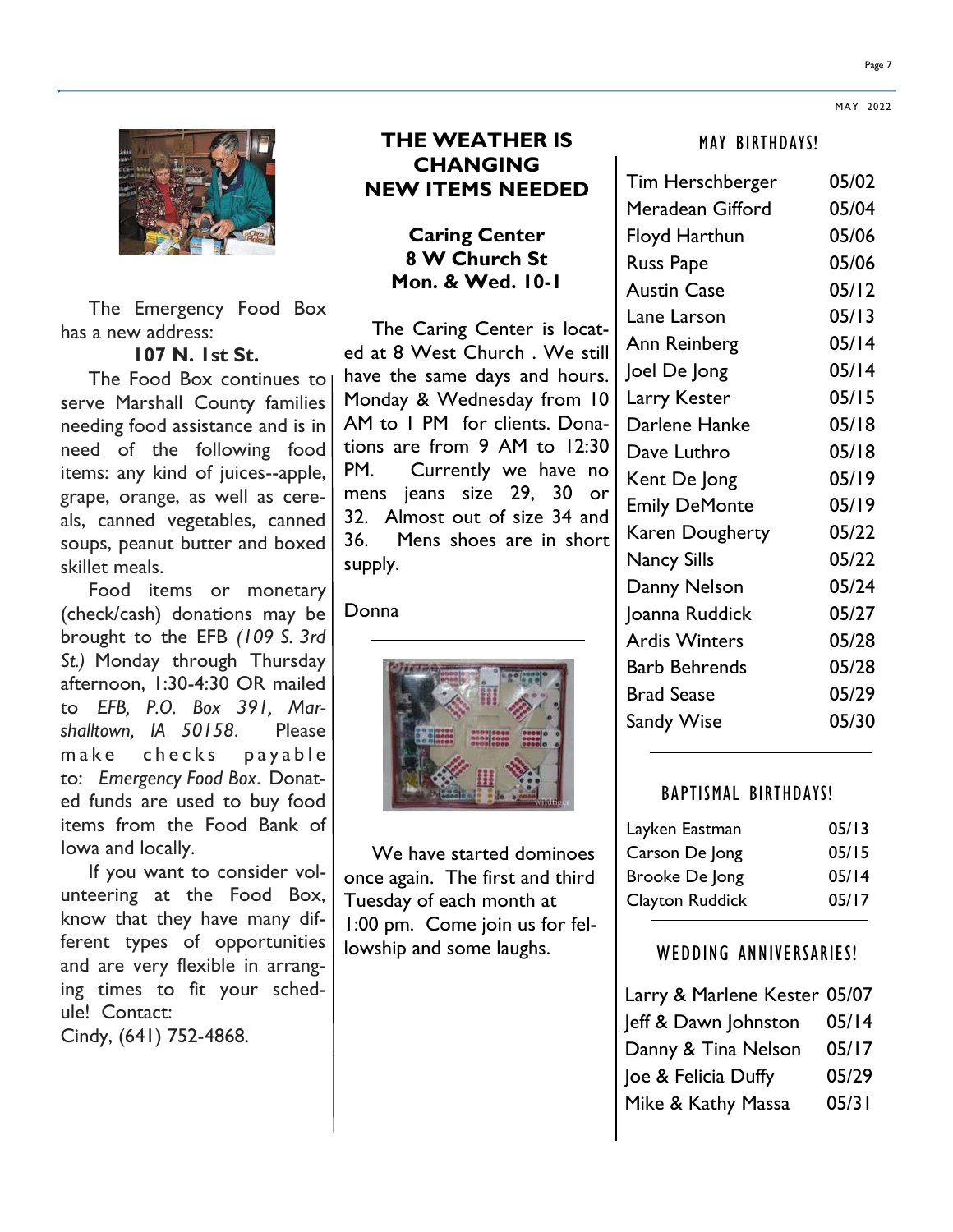The Emergency Food Box has a new address:

**107 N. 1st St.**

The Food Box continues to serve Marshall County families needing food assistance and is in need of the following food items: any kind of juices--apple, grape, orange, as well as cereals, canned vegetables, canned soups, peanut butter and boxed skillet meals.

Food items or monetary (check/cash) donations may be brought to the EFB *(109 S. 3rd St.)* Monday through Thursday afternoon, 1:30-4:30 OR mailed to *EFB, P.O. Box 391, Marshalltown, IA 50158*. Please make checks payable to: *Emergency Food Box*. Donated funds are used to buy food items from the Food Bank of Iowa and locally.

If you want to consider volunteering at the Food Box, know that they have many different types of opportunities and are very flexible in arranging times to fit your schedule! Contact:
Cindy, (641) 752-4868.

## THE WEATHER IS CHANGING NEW ITEMS NEEDED

**Caring Center**
**8 W Church St**
**Mon. & Wed. 10-1**

The Caring Center is located at 8 West Church . We still have the same days and hours. Monday & Wednesday from 10 AM to 1 PM for clients. Donations are from 9 AM to 12:30 PM. Currently we have no mens jeans size 29, 30 or 32. Almost out of size 34 and 36. Mens shoes are in short supply.

Donna

---

We have started dominoes once again. The first and third Tuesday of each month at 1:00 pm. Come join us for fellowship and some laughs.

## MAY BIRTHDAYS!

| | |
|---|---|
| Tim Herschberger | 05/02 |
| Meradean Gifford | 05/04 |
| Floyd Harthun | 05/06 |
| Russ Pape | 05/06 |
| Austin Case | 05/12 |
| Lane Larson | 05/13 |
| Ann Reinberg | 05/14 |
| Joel De Jong | 05/14 |
| Larry Kester | 05/15 |
| Darlene Hanke | 05/18 |
| Dave Luthro | 05/18 |
| Kent De Jong | 05/19 |
| Emily DeMonte | 05/19 |
| Karen Dougherty | 05/22 |
| Nancy Sills | 05/22 |
| Danny Nelson | 05/24 |
| Joanna Ruddick | 05/27 |
| Ardis Winters | 05/28 |
| Barb Behrends | 05/28 |
| Brad Sease | 05/29 |
| Sandy Wise | 05/30 |

## BAPTISMAL BIRTHDAYS!

| | |
|---|---|
| Layken Eastman | 05/13 |
| Carson De Jong | 05/15 |
| Brooke De Jong | 05/14 |
| Clayton Ruddick | 05/17 |

## WEDDING ANNIVERSARIES!

| | |
|---|---|
| Larry & Marlene Kester | 05/07 |
| Jeff & Dawn Johnston | 05/14 |
| Danny & Tina Nelson | 05/17 |
| Joe & Felicia Duffy | 05/29 |
| Mike & Kathy Massa | 05/31 |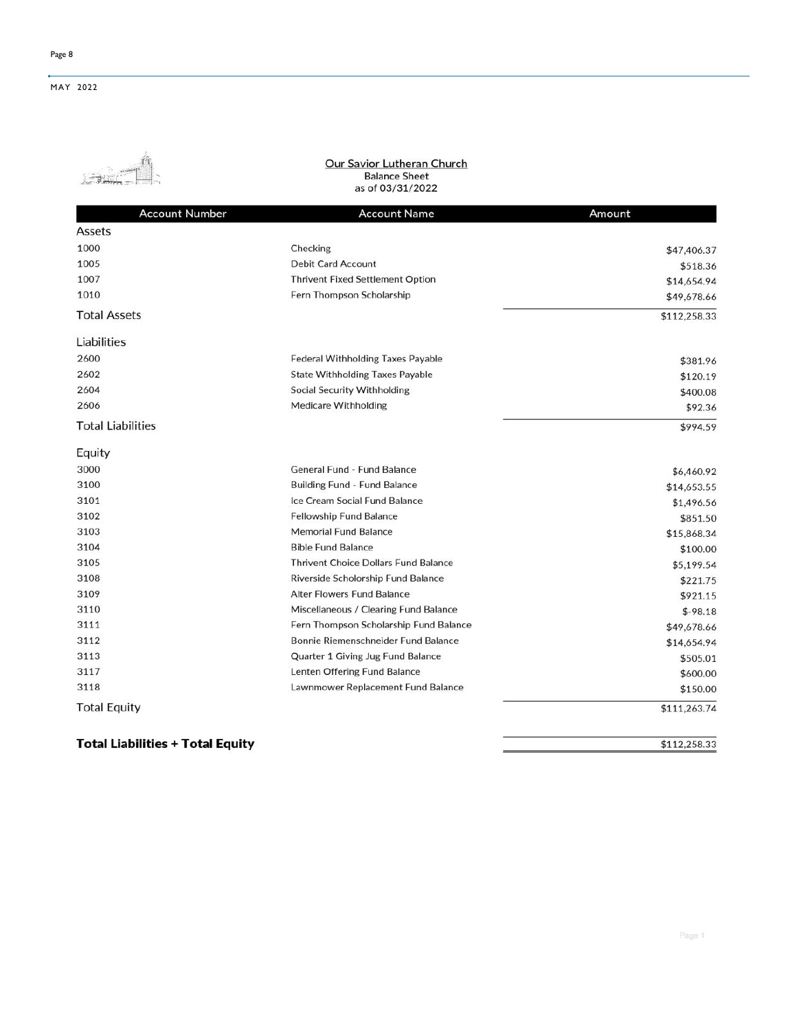## Our Savior Lutheran Church

Balance Sheet
as of 03/31/2022

| Account Number | Account Name | Amount |
|---|---|---|
| **Assets** | | |
| 1000 | Checking | $47,406.37 |
| 1005 | Debit Card Account | $518.36 |
| 1007 | Thrivent Fixed Settlement Option | $14,654.94 |
| 1010 | Fern Thompson Scholarship | $49,678.66 |
| **Total Assets** | | $112,258.33 |
| **Liabilities** | | |
| 2600 | Federal Withholding Taxes Payable | $381.96 |
| 2602 | State Withholding Taxes Payable | $120.19 |
| 2604 | Social Security Withholding | $400.08 |
| 2606 | Medicare Withholding | $92.36 |
| **Total Liabilities** | | $994.59 |
| **Equity** | | |
| 3000 | General Fund - Fund Balance | $6,460.92 |
| 3100 | Building Fund - Fund Balance | $14,653.55 |
| 3101 | Ice Cream Social Fund Balance | $1,496.56 |
| 3102 | Fellowship Fund Balance | $851.50 |
| 3103 | Memorial Fund Balance | $15,868.34 |
| 3104 | Bible Fund Balance | $100.00 |
| 3105 | Thrivent Choice Dollars Fund Balance | $5,199.54 |
| 3108 | Riverside Scholorship Fund Balance | $221.75 |
| 3109 | Alter Flowers Fund Balance | $921.15 |
| 3110 | Miscellaneous / Clearing Fund Balance | $-98.18 |
| 3111 | Fern Thompson Scholarship Fund Balance | $49,678.66 |
| 3112 | Bonnie Riemenschneider Fund Balance | $14,654.94 |
| 3113 | Quarter 1 Giving Jug Fund Balance | $505.01 |
| 3117 | Lenten Offering Fund Balance | $600.00 |
| 3118 | Lawnmower Replacement Fund Balance | $150.00 |
| **Total Equity** | | $111,263.74 |
| **Total Liabilities + Total Equity** | | $112,258.33 |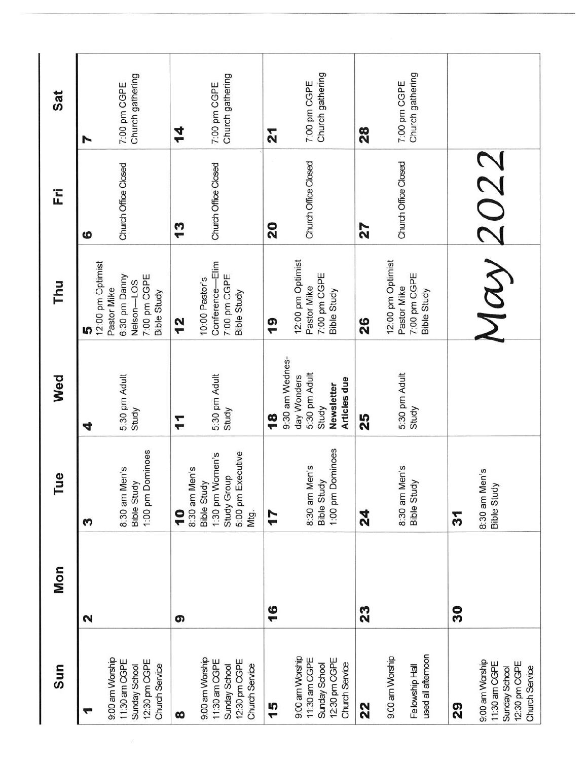# May 2022

| Sun | Mon | Tue | Wed | Thu | Fri | Sat |
|---|---|---|---|---|---|---|
| **1** 9:00 am Worship 11:30 am CGPE Sunday School 12:30 pm CGPE Church Service | **2** | **3** 8:30 am Men's Bible Study 1:00 pm Dominoes | **4** 5:30 pm Adult Study | **5** 12:00 pm Optimist Pastor Mike 6:30 pm Danny Nelson—LOS 7:00 pm CGPE Bible Study | **6** Church Office Closed | **7** 7:00 pm CGPE Church gathering |
| **8** 9:00 am Worship 11:30 am CGPE Sunday School 12:30 pm CGPE Church Service | **9** | **10** 8:30 am Men's Bible Study 1:30 pm Women's Study Group 5:00 pm Executive Mtg. | **11** 5:30 pm Adult Study | **12** 10:00 Pastor's Conference—Elim 7:00 pm CGPE Bible Study | **13** Church Office Closed | **14** 7:00 pm CGPE Church gathering |
| **15** 9:00 am Worship 11:30 am CGPE Sunday School 12:30 pm CGPE Church Service | **16** | **17** 8:30 am Men's Bible Study 1:00 pm Dominoes | **18** 9:30 am Wednesday Wonders 5:30 pm Adult Study **Newsletter Articles due** | **19** 12:00 pm Optimist Pastor Mike 7:00 pm CGPE Bible Study | **20** Church Office Closed | **21** 7:00 pm CGPE Church gathering |
| **22** 9:00 am Worship Fellowship Hall used all afternoon | **23** | **24** 8:30 am Men's Bible Study | **25** 5:30 pm Adult Study | **26** 12:00 pm Optimist Pastor Mike 7:00 pm CGPE Bible Study | **27** Church Office Closed | **28** 7:00 pm CGPE Church gathering |
| **29** 9:00 am Worship 11:30 am CGPE Sunday School 12:30 pm CGPE Church Service | **30** | **31** 8:30 am Men's Bible Study | | | | |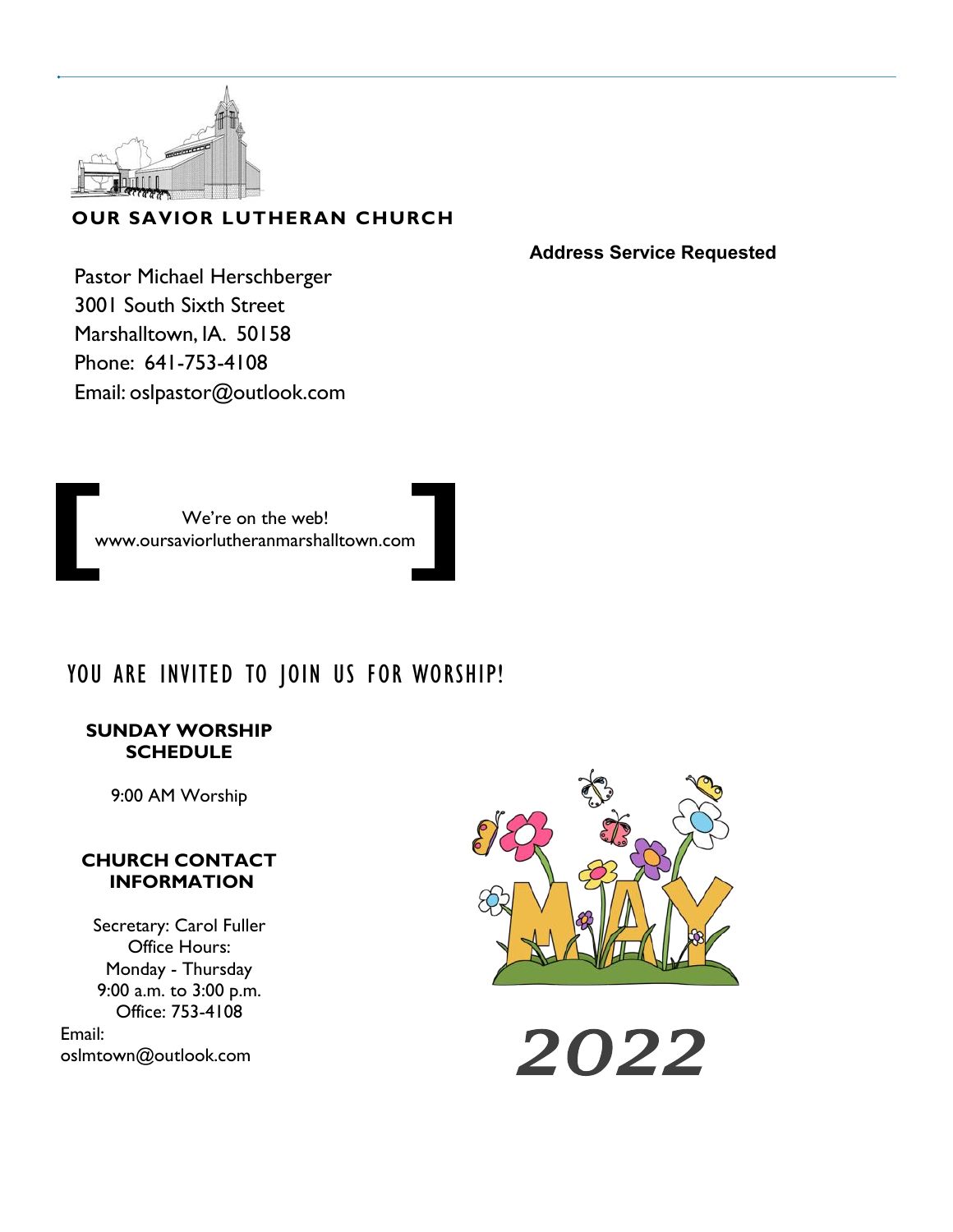**OUR SAVIOR LUTHERAN CHURCH**

**Address Service Requested**

Pastor Michael Herschberger
3001 South Sixth Street
Marshalltown, IA. 50158
Phone: 641-753-4108
Email: oslpastor@outlook.com

We're on the web!
www.oursaviorlutheranmarshalltown.com

## YOU ARE INVITED TO JOIN US FOR WORSHIP!

**SUNDAY WORSHIP SCHEDULE**

9:00 AM Worship

**CHURCH CONTACT INFORMATION**

Secretary: Carol Fuller
Office Hours:
Monday - Thursday
9:00 a.m. to 3:00 p.m.
Office: 753-4108
Email:
oslmtown@outlook.com

MAY

*2022*